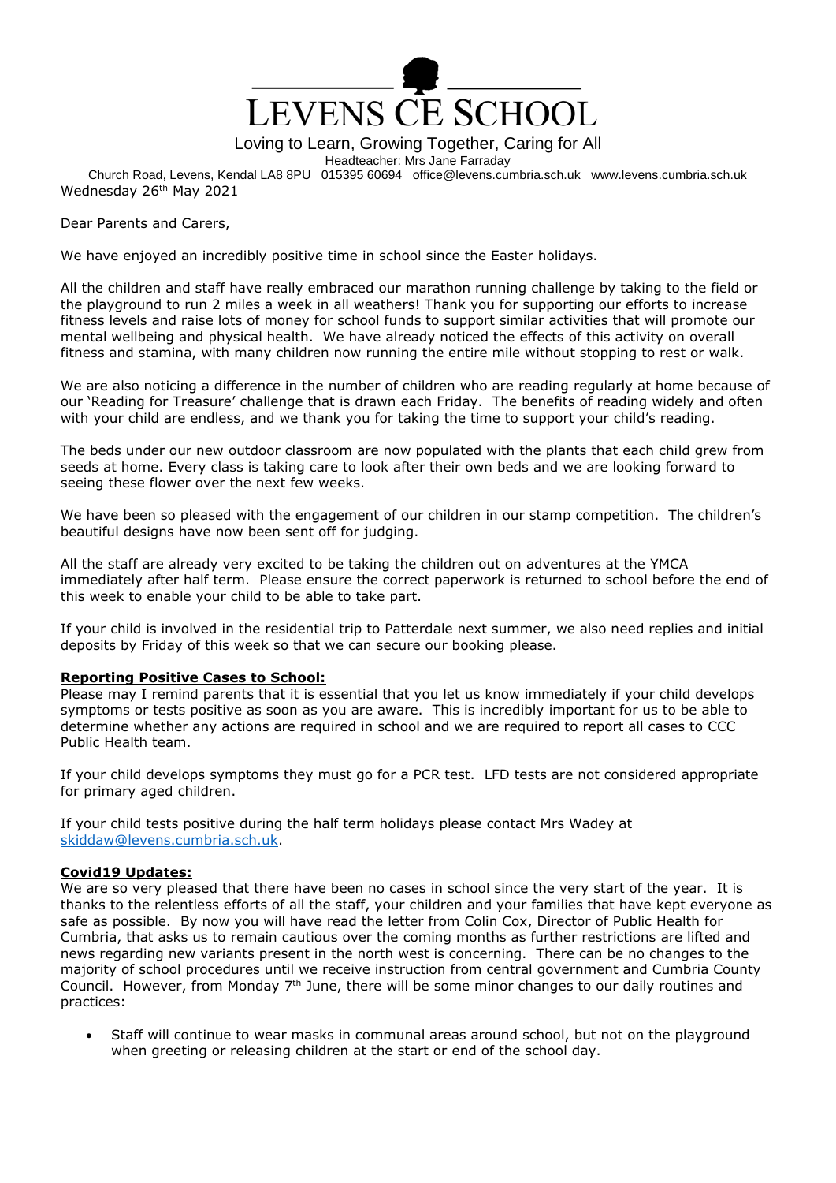# LEVENS CE SCHOOL

Loving to Learn, Growing Together, Caring for All

Headteacher: Mrs Jane Farraday

Church Road, Levens, Kendal LA8 8PU 015395 60694 office@levens.cumbria.sch.uk www.levens.cumbria.sch.uk

Wednesday 26th May 2021

Dear Parents and Carers,

We have enjoyed an incredibly positive time in school since the Easter holidays.

All the children and staff have really embraced our marathon running challenge by taking to the field or the playground to run 2 miles a week in all weathers! Thank you for supporting our efforts to increase fitness levels and raise lots of money for school funds to support similar activities that will promote our mental wellbeing and physical health. We have already noticed the effects of this activity on overall fitness and stamina, with many children now running the entire mile without stopping to rest or walk.

We are also noticing a difference in the number of children who are reading regularly at home because of our 'Reading for Treasure' challenge that is drawn each Friday. The benefits of reading widely and often with your child are endless, and we thank you for taking the time to support your child's reading.

The beds under our new outdoor classroom are now populated with the plants that each child grew from seeds at home. Every class is taking care to look after their own beds and we are looking forward to seeing these flower over the next few weeks.

We have been so pleased with the engagement of our children in our stamp competition. The children's beautiful designs have now been sent off for judging.

All the staff are already very excited to be taking the children out on adventures at the YMCA immediately after half term. Please ensure the correct paperwork is returned to school before the end of this week to enable your child to be able to take part.

If your child is involved in the residential trip to Patterdale next summer, we also need replies and initial deposits by Friday of this week so that we can secure our booking please.

**Reporting Positive Cases to School:**

Please may I remind parents that it is essential that you let us know immediately if your child develops symptoms or tests positive as soon as you are aware. This is incredibly important for us to be able to determine whether any actions are required in school and we are required to report all cases to CCC Public Health team.

If your child develops symptoms they must go for a PCR test. LFD tests are not considered appropriate for primary aged children.

If your child tests positive during the half term holidays please contact Mrs Wadey at skiddaw@levens.cumbria.sch.uk.

**Covid19 Updates:**

We are so very pleased that there have been no cases in school since the very start of the year. It is thanks to the relentless efforts of all the staff, your children and your families that have kept everyone as safe as possible. By now you will have read the letter from Colin Cox, Director of Public Health for Cumbria, that asks us to remain cautious over the coming months as further restrictions are lifted and news regarding new variants present in the north west is concerning. There can be no changes to the majority of school procedures until we receive instruction from central government and Cumbria County Council. However, from Monday 7th June, there will be some minor changes to our daily routines and practices:

- Staff will continue to wear masks in communal areas around school, but not on the playground when greeting or releasing children at the start or end of the school day.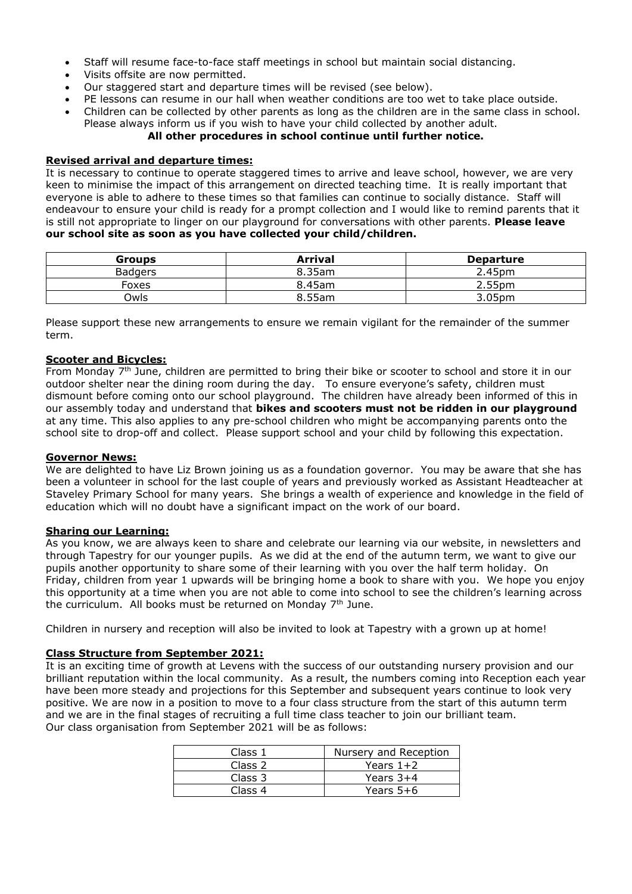- Staff will resume face-to-face staff meetings in school but maintain social distancing.
- Visits offsite are now permitted.
- Our staggered start and departure times will be revised (see below).
- PE lessons can resume in our hall when weather conditions are too wet to take place outside.
- Children can be collected by other parents as long as the children are in the same class in school. Please always inform us if you wish to have your child collected by another adult.

**All other procedures in school continue until further notice.**

## Revised arrival and departure times:

It is necessary to continue to operate staggered times to arrive and leave school, however, we are very keen to minimise the impact of this arrangement on directed teaching time. It is really important that everyone is able to adhere to these times so that families can continue to socially distance. Staff will endeavour to ensure your child is ready for a prompt collection and I would like to remind parents that it is still not appropriate to linger on our playground for conversations with other parents. **Please leave our school site as soon as you have collected your child/children.**

| Groups | Arrival | Departure |
|---|---|---|
| Badgers | 8.35am | 2.45pm |
| Foxes | 8.45am | 2.55pm |
| Owls | 8.55am | 3.05pm |

Please support these new arrangements to ensure we remain vigilant for the remainder of the summer term.

## Scooter and Bicycles:

From Monday 7th June, children are permitted to bring their bike or scooter to school and store it in our outdoor shelter near the dining room during the day. To ensure everyone's safety, children must dismount before coming onto our school playground. The children have already been informed of this in our assembly today and understand that **bikes and scooters must not be ridden in our playground** at any time. This also applies to any pre-school children who might be accompanying parents onto the school site to drop-off and collect. Please support school and your child by following this expectation.

## Governor News:

We are delighted to have Liz Brown joining us as a foundation governor. You may be aware that she has been a volunteer in school for the last couple of years and previously worked as Assistant Headteacher at Staveley Primary School for many years. She brings a wealth of experience and knowledge in the field of education which will no doubt have a significant impact on the work of our board.

## Sharing our Learning:

As you know, we are always keen to share and celebrate our learning via our website, in newsletters and through Tapestry for our younger pupils. As we did at the end of the autumn term, we want to give our pupils another opportunity to share some of their learning with you over the half term holiday. On Friday, children from year 1 upwards will be bringing home a book to share with you. We hope you enjoy this opportunity at a time when you are not able to come into school to see the children's learning across the curriculum. All books must be returned on Monday 7th June.

Children in nursery and reception will also be invited to look at Tapestry with a grown up at home!

## Class Structure from September 2021:

It is an exciting time of growth at Levens with the success of our outstanding nursery provision and our brilliant reputation within the local community. As a result, the numbers coming into Reception each year have been more steady and projections for this September and subsequent years continue to look very positive. We are now in a position to move to a four class structure from the start of this autumn term and we are in the final stages of recruiting a full time class teacher to join our brilliant team.

Our class organisation from September 2021 will be as follows:

| Class | Group |
|---|---|
| Class 1 | Nursery and Reception |
| Class 2 | Years 1+2 |
| Class 3 | Years 3+4 |
| Class 4 | Years 5+6 |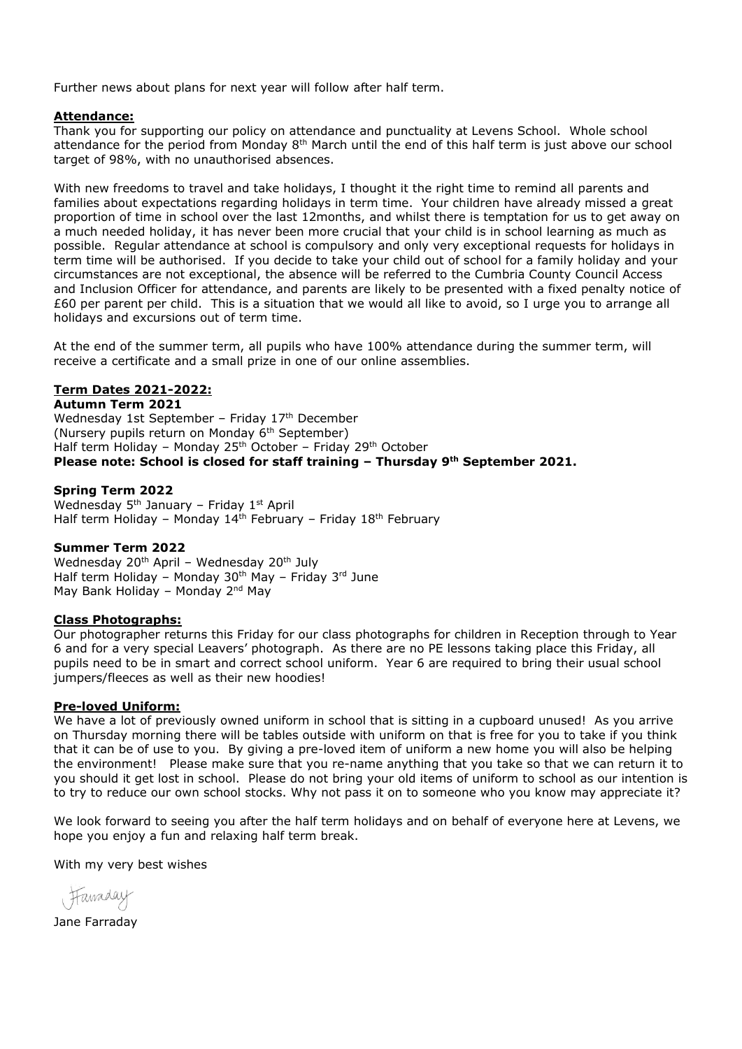Further news about plans for next year will follow after half term.

## **Attendance:**

Thank you for supporting our policy on attendance and punctuality at Levens School. Whole school attendance for the period from Monday 8th March until the end of this half term is just above our school target of 98%, with no unauthorised absences.

With new freedoms to travel and take holidays, I thought it the right time to remind all parents and families about expectations regarding holidays in term time. Your children have already missed a great proportion of time in school over the last 12months, and whilst there is temptation for us to get away on a much needed holiday, it has never been more crucial that your child is in school learning as much as possible. Regular attendance at school is compulsory and only very exceptional requests for holidays in term time will be authorised. If you decide to take your child out of school for a family holiday and your circumstances are not exceptional, the absence will be referred to the Cumbria County Council Access and Inclusion Officer for attendance, and parents are likely to be presented with a fixed penalty notice of £60 per parent per child. This is a situation that we would all like to avoid, so I urge you to arrange all holidays and excursions out of term time.

At the end of the summer term, all pupils who have 100% attendance during the summer term, will receive a certificate and a small prize in one of our online assemblies.

## **Term Dates 2021-2022:**

**Autumn Term 2021**
Wednesday 1st September – Friday 17th December
(Nursery pupils return on Monday 6th September)
Half term Holiday – Monday 25th October – Friday 29th October
**Please note: School is closed for staff training – Thursday 9th September 2021.**

**Spring Term 2022**
Wednesday 5th January – Friday 1st April
Half term Holiday – Monday 14th February – Friday 18th February

**Summer Term 2022**
Wednesday 20th April – Wednesday 20th July
Half term Holiday – Monday 30th May – Friday 3rd June
May Bank Holiday – Monday 2nd May

## **Class Photographs:**

Our photographer returns this Friday for our class photographs for children in Reception through to Year 6 and for a very special Leavers' photograph. As there are no PE lessons taking place this Friday, all pupils need to be in smart and correct school uniform. Year 6 are required to bring their usual school jumpers/fleeces as well as their new hoodies!

## **Pre-loved Uniform:**

We have a lot of previously owned uniform in school that is sitting in a cupboard unused! As you arrive on Thursday morning there will be tables outside with uniform on that is free for you to take if you think that it can be of use to you. By giving a pre-loved item of uniform a new home you will also be helping the environment! Please make sure that you re-name anything that you take so that we can return it to you should it get lost in school. Please do not bring your old items of uniform to school as our intention is to try to reduce our own school stocks. Why not pass it on to someone who you know may appreciate it?

We look forward to seeing you after the half term holidays and on behalf of everyone here at Levens, we hope you enjoy a fun and relaxing half term break.

With my very best wishes

Farraday

Jane Farraday